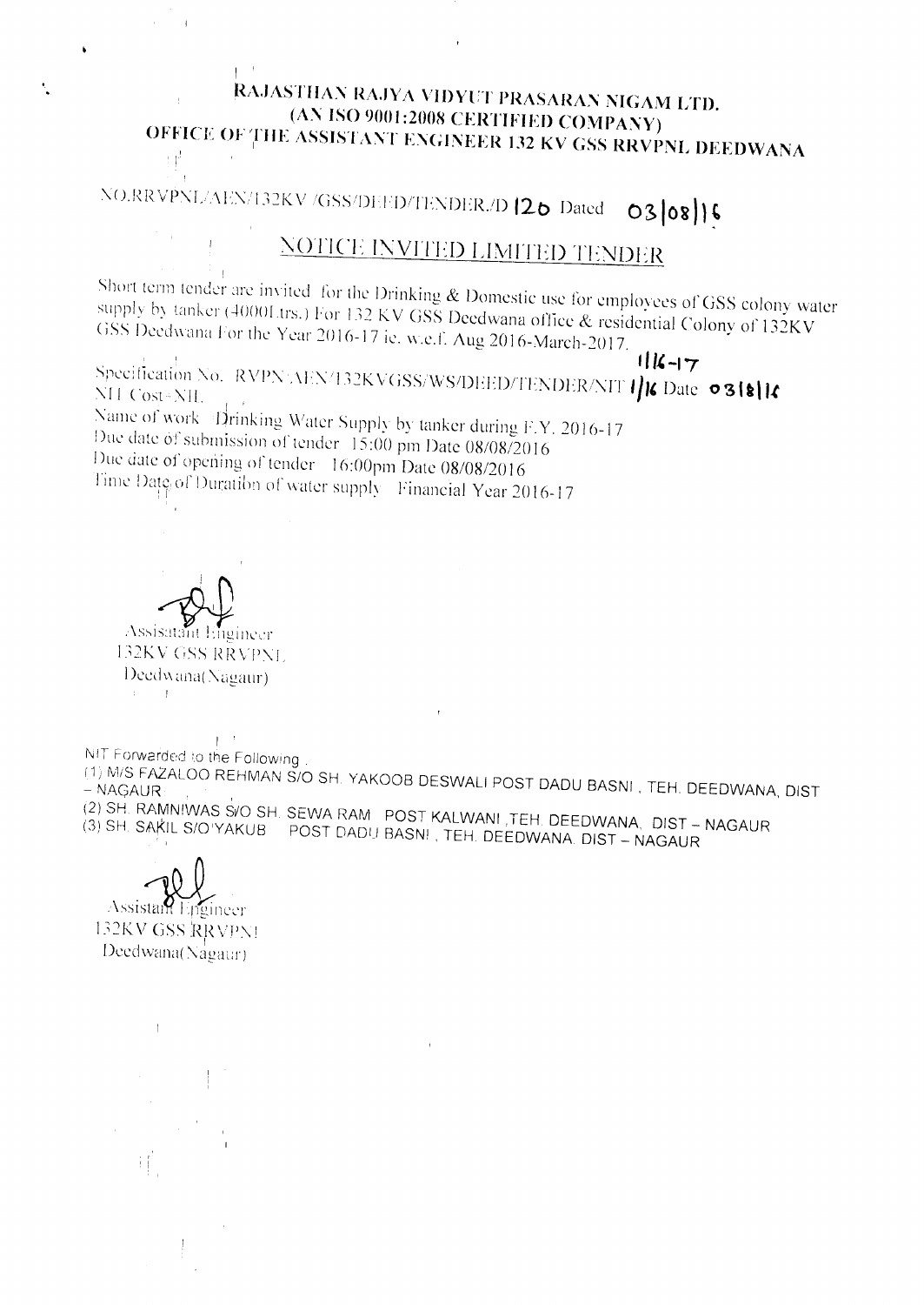# RAJASTHAN RAJYA VIDYUT PRASARAN NIGAM LTD.

## (AN ISO 9001:2008 CERTIFIED COMPANY)

## OFFICE OF THE ASSISTANT ENGINEER 132 KV GSS RRVPNL DEEDWANA

NO.RRVPNL/AEN/132KV /GSS/DEED/TENDER./D 120 Dated 03/08/16

## NOTICE INVITED LIMITED TENDER

Short term tender are invited for the Drinking & Domestic use for employees of GSS colony water supply by tanker (4000Ltrs.) For 132 KV GSS Deedwana office & residential Colony of 132KV GSS Deedwana For the Year 2016-17 ie. w.e.f. Aug 2016-March-2017.

Specification No. RVPN/AEN/132KVGSS/WS/DEED/TENDER/NIT 1/16-17 Date 03/8/16

NIT Cost=NIL

Name of work Drinking Water Supply by tanker during F.Y. 2016-17

Due date of submission of tender 15:00 pm Date 08/08/2016

Due date of opening of tender 16:00pm Date 08/08/2016

Time Date of Duration of water supply Financial Year 2016-17

Assistant Engineer
132KV GSS RRVPNL
Deedwana(Nagaur)

NIT Forwarded to the Following .

(1) M/S FAZALOO REHMAN S/O SH. YAKOOB DESWALI POST DADU BASNI , TEH. DEEDWANA, DIST – NAGAUR

(2) SH. RAMNIWAS S/O SH. SEWA RAM POST KALWANI ,TEH. DEEDWANA, DIST – NAGAUR

(3) SH. SAKIL S/O YAKUB POST DADU BASNI , TEH. DEEDWANA. DIST – NAGAUR

Assistant Engineer
132KV GSS RRVPNL
Deedwana(Nagaur)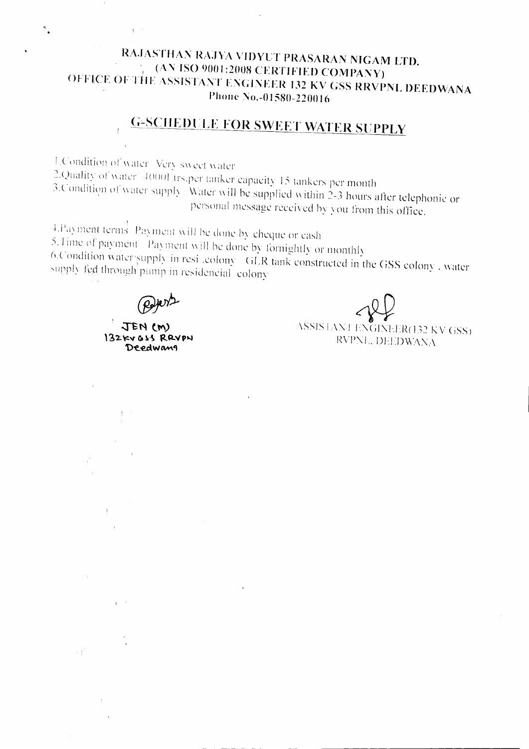# RAJASTHAN RAJYA VIDYUT PRASARAN NIGAM LTD.

## (AN ISO 9001:2008 CERTIFIED COMPANY)

## OFFICE OF THE ASSISTANT ENGINEER 132 KV GSS RRVPNL DEEDWANA

Phone No.-01580-220016

## G-SCHEDULE FOR SWEET WATER SUPPLY

1.Condition of water Very sweet water

2.Quality of water 4000Ltrs.per tanker capacity 15 tankers per month

3.Condition of water supply Water will be supplied within 2-3 hours after telephonic or personal message received by you from this office.

4.Payment terms Payment will be done by cheque or cash

5.Time of payment Payment will be done by fornightly or monthly

6.Condition water supply in resi .colony GLR tank constructed in the GSS colony . water supply fed through pump in residencial colony

JEN (M)
132KV GSS RRVPN
Deedwana

ASSISTANT ENGINEER(132 KV GSS)
RVPNL, DEEDWANA